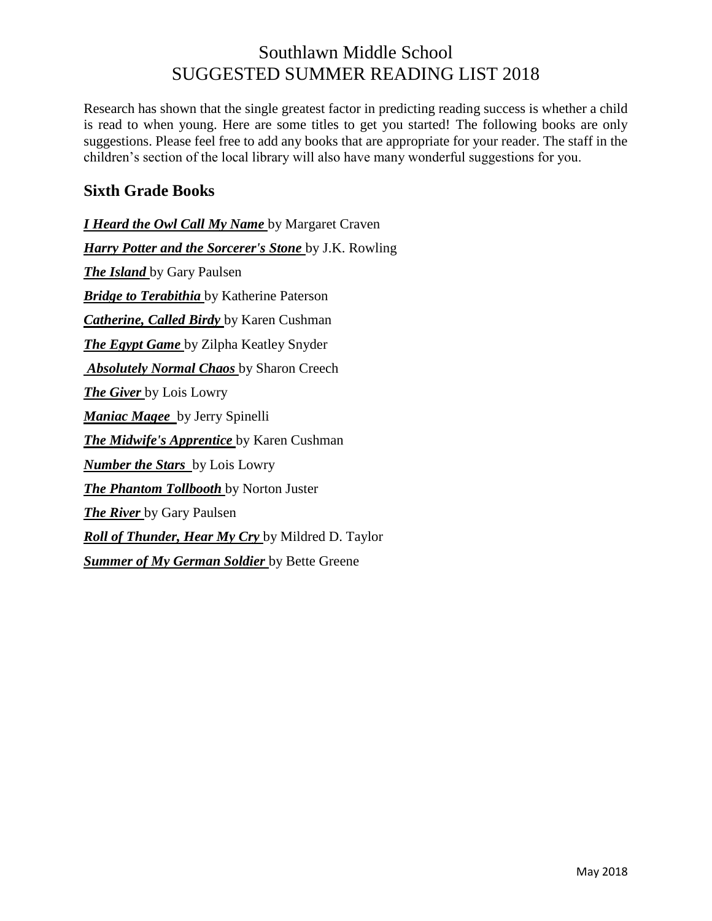# Southlawn Middle School
# SUGGESTED SUMMER READING LIST 2018

Research has shown that the single greatest factor in predicting reading success is whether a child is read to when young. Here are some titles to get you started! The following books are only suggestions. Please feel free to add any books that are appropriate for your reader. The staff in the children's section of the local library will also have many wonderful suggestions for you.

## Sixth Grade Books

***I Heard the Owl Call My Name*** by Margaret Craven

***Harry Potter and the Sorcerer's Stone*** by J.K. Rowling

***The Island*** by Gary Paulsen

***Bridge to Terabithia*** by Katherine Paterson

***Catherine, Called Birdy*** by Karen Cushman

***The Egypt Game*** by Zilpha Keatley Snyder

***Absolutely Normal Chaos*** by Sharon Creech

***The Giver*** by Lois Lowry

***Maniac Magee*** by Jerry Spinelli

***The Midwife's Apprentice*** by Karen Cushman

***Number the Stars*** by Lois Lowry

***The Phantom Tollbooth*** by Norton Juster

***The River*** by Gary Paulsen

***Roll of Thunder, Hear My Cry*** by Mildred D. Taylor

***Summer of My German Soldier*** by Bette Greene

May 2018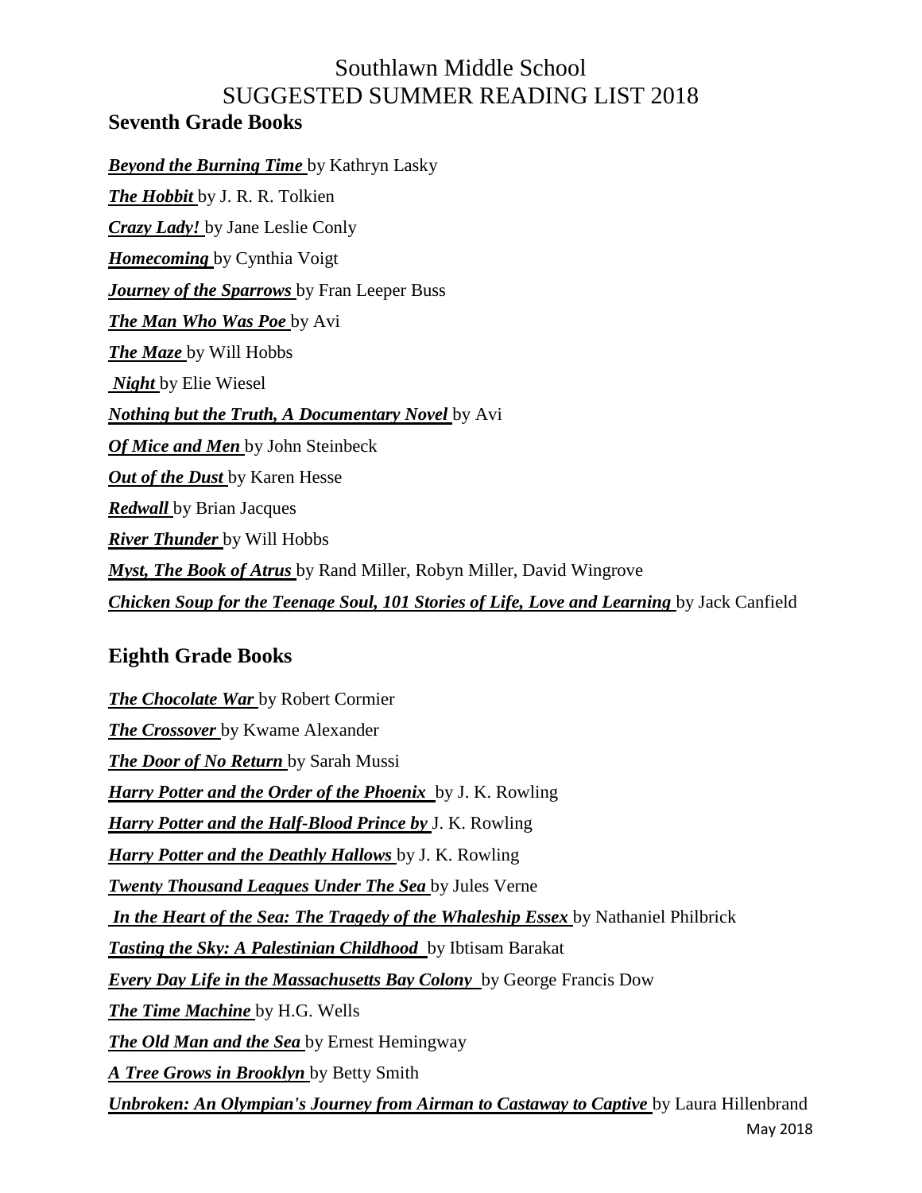# Southlawn Middle School
# SUGGESTED SUMMER READING LIST 2018

## Seventh Grade Books

***Beyond the Burning Time*** by Kathryn Lasky

***The Hobbit*** by J. R. R. Tolkien

***Crazy Lady!*** by Jane Leslie Conly

***Homecoming*** by Cynthia Voigt

***Journey of the Sparrows*** by Fran Leeper Buss

***The Man Who Was Poe*** by Avi

***The Maze*** by Will Hobbs

***Night*** by Elie Wiesel

***Nothing but the Truth, A Documentary Novel*** by Avi

***Of Mice and Men*** by John Steinbeck

***Out of the Dust*** by Karen Hesse

***Redwall*** by Brian Jacques

***River Thunder*** by Will Hobbs

***Myst, The Book of Atrus*** by Rand Miller, Robyn Miller, David Wingrove

***Chicken Soup for the Teenage Soul, 101 Stories of Life, Love and Learning*** by Jack Canfield

## Eighth Grade Books

***The Chocolate War*** by Robert Cormier

***The Crossover*** by Kwame Alexander

***The Door of No Return*** by Sarah Mussi

***Harry Potter and the Order of the Phoenix*** by J. K. Rowling

***Harry Potter and the Half-Blood Prince by*** J. K. Rowling

***Harry Potter and the Deathly Hallows*** by J. K. Rowling

***Twenty Thousand Leagues Under The Sea*** by Jules Verne

***In the Heart of the Sea: The Tragedy of the Whaleship Essex*** by Nathaniel Philbrick

***Tasting the Sky: A Palestinian Childhood*** by Ibtisam Barakat

***Every Day Life in the Massachusetts Bay Colony*** by George Francis Dow

***The Time Machine*** by H.G. Wells

***The Old Man and the Sea*** by Ernest Hemingway

***A Tree Grows in Brooklyn*** by Betty Smith

***Unbroken: An Olympian's Journey from Airman to Castaway to Captive*** by Laura Hillenbrand

May 2018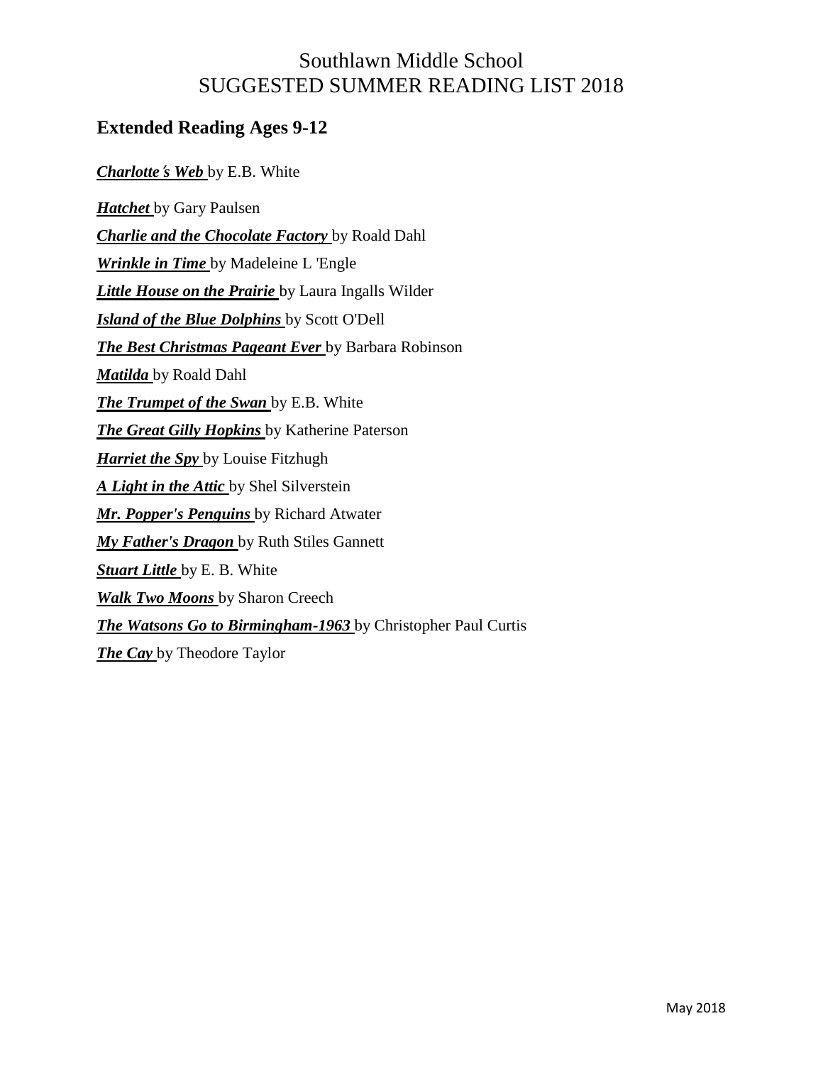# Southlawn Middle School
# SUGGESTED SUMMER READING LIST 2018

## Extended Reading Ages 9-12

***Charlotte's Web*** by E.B. White

***Hatchet*** by Gary Paulsen

***Charlie and the Chocolate Factory*** by Roald Dahl

***Wrinkle in Time*** by Madeleine L 'Engle

***Little House on the Prairie*** by Laura Ingalls Wilder

***Island of the Blue Dolphins*** by Scott O'Dell

***The Best Christmas Pageant Ever*** by Barbara Robinson

***Matilda*** by Roald Dahl

***The Trumpet of the Swan*** by E.B. White

***The Great Gilly Hopkins*** by Katherine Paterson

***Harriet the Spy*** by Louise Fitzhugh

***A Light in the Attic*** by Shel Silverstein

***Mr. Popper's Penguins*** by Richard Atwater

***My Father's Dragon*** by Ruth Stiles Gannett

***Stuart Little*** by E. B. White

***Walk Two Moons*** by Sharon Creech

***The Watsons Go to Birmingham-1963*** by Christopher Paul Curtis

***The Cay*** by Theodore Taylor

May 2018